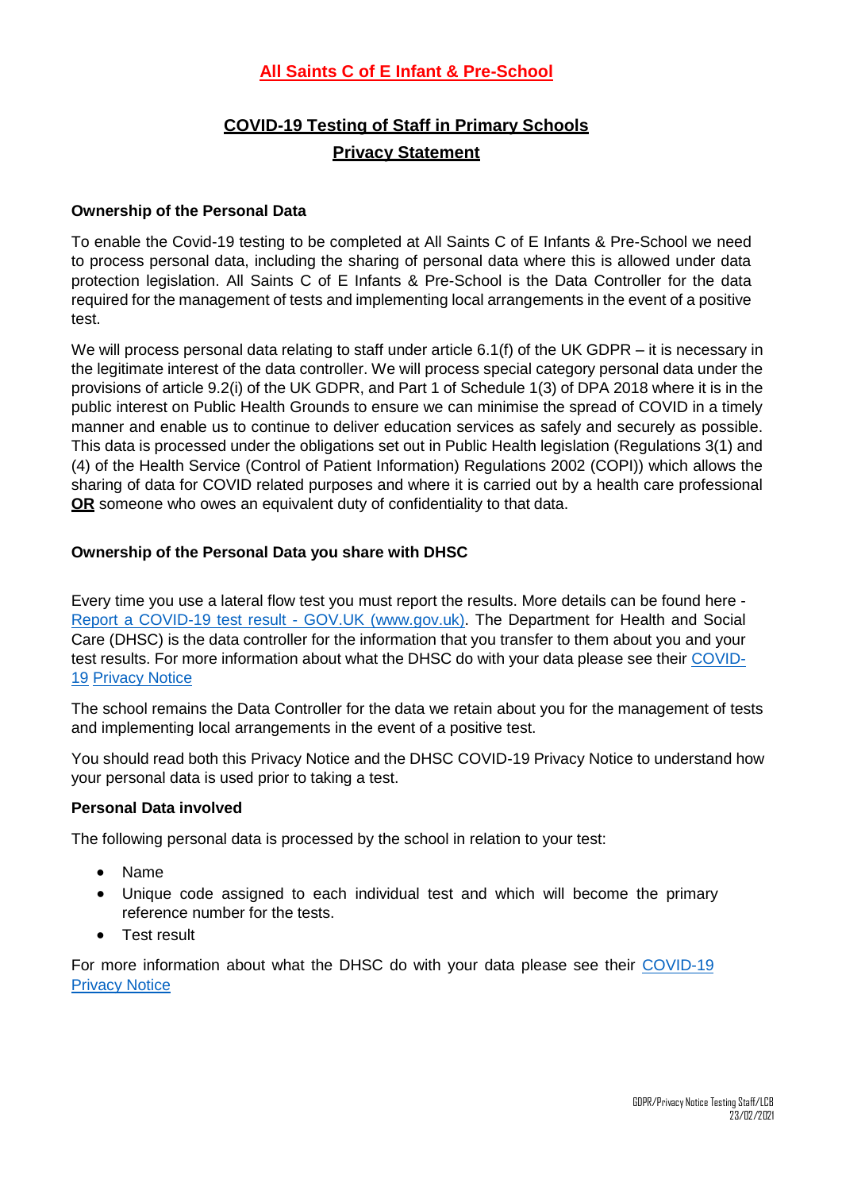# All Saints C of E Infant & Pre-School

## COVID-19 Testing of Staff in Primary Schools

## Privacy Statement

### Ownership of the Personal Data

To enable the Covid-19 testing to be completed at All Saints C of E Infants & Pre-School we need to process personal data, including the sharing of personal data where this is allowed under data protection legislation. All Saints C of E Infants & Pre-School is the Data Controller for the data required for the management of tests and implementing local arrangements in the event of a positive test.

We will process personal data relating to staff under article 6.1(f) of the UK GDPR – it is necessary in the legitimate interest of the data controller. We will process special category personal data under the provisions of article 9.2(i) of the UK GDPR, and Part 1 of Schedule 1(3) of DPA 2018 where it is in the public interest on Public Health Grounds to ensure we can minimise the spread of COVID in a timely manner and enable us to continue to deliver education services as safely and securely as possible. This data is processed under the obligations set out in Public Health legislation (Regulations 3(1) and (4) of the Health Service (Control of Patient Information) Regulations 2002 (COPI)) which allows the sharing of data for COVID related purposes and where it is carried out by a health care professional **OR** someone who owes an equivalent duty of confidentiality to that data.

### Ownership of the Personal Data you share with DHSC

Every time you use a lateral flow test you must report the results. More details can be found here - [Report a COVID-19 test result - GOV.UK (www.gov.uk)](). The Department for Health and Social Care (DHSC) is the data controller for the information that you transfer to them about you and your test results. For more information about what the DHSC do with your data please see their [COVID-19 Privacy Notice]()

The school remains the Data Controller for the data we retain about you for the management of tests and implementing local arrangements in the event of a positive test.

You should read both this Privacy Notice and the DHSC COVID-19 Privacy Notice to understand how your personal data is used prior to taking a test.

### Personal Data involved

The following personal data is processed by the school in relation to your test:

- Name
- Unique code assigned to each individual test and which will become the primary reference number for the tests.
- Test result

For more information about what the DHSC do with your data please see their [COVID-19 Privacy Notice]()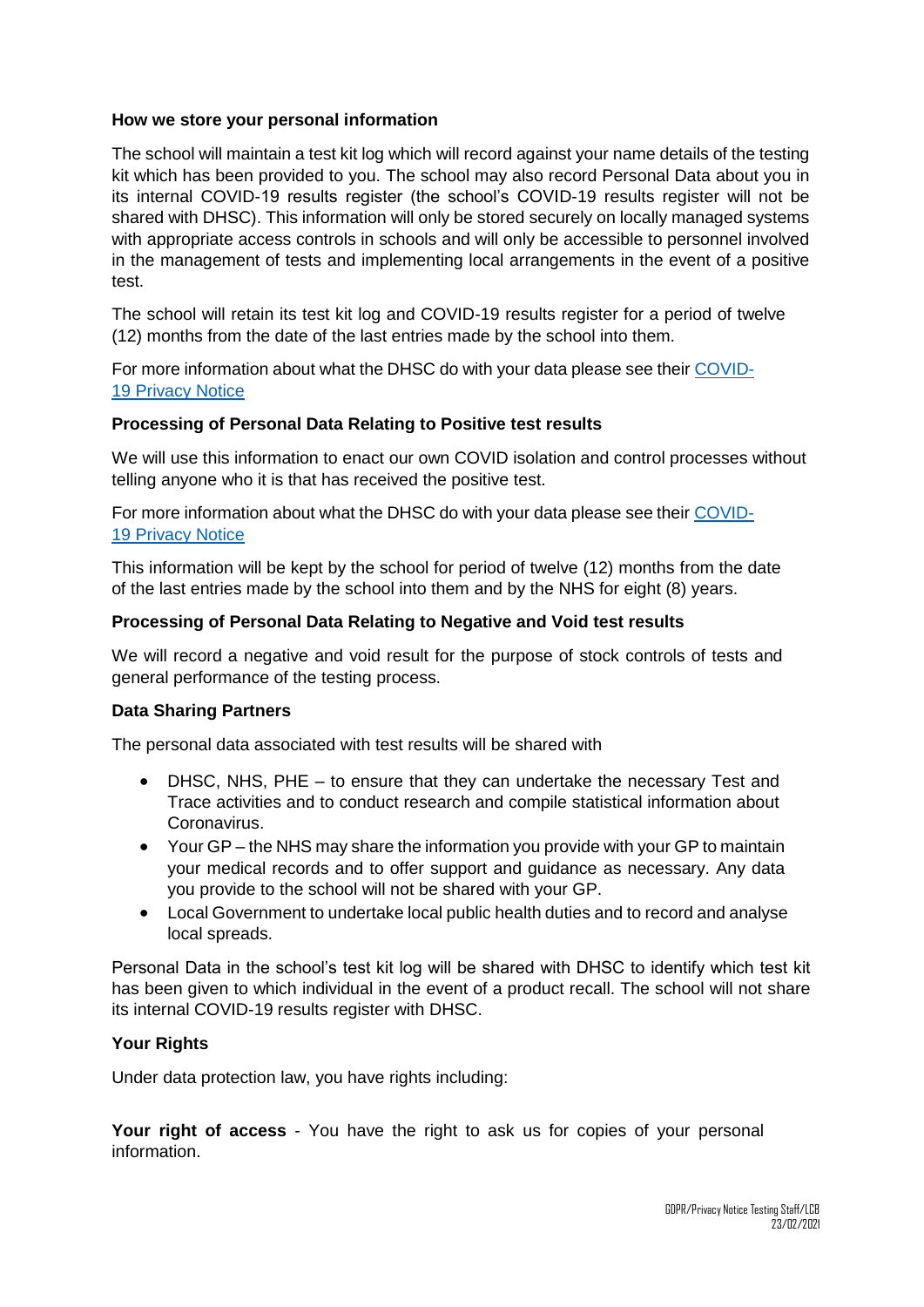**How we store your personal information**

The school will maintain a test kit log which will record against your name details of the testing kit which has been provided to you. The school may also record Personal Data about you in its internal COVID-19 results register (the school's COVID-19 results register will not be shared with DHSC). This information will only be stored securely on locally managed systems with appropriate access controls in schools and will only be accessible to personnel involved in the management of tests and implementing local arrangements in the event of a positive test.

The school will retain its test kit log and COVID-19 results register for a period of twelve (12) months from the date of the last entries made by the school into them.

For more information about what the DHSC do with your data please see their [COVID-19 Privacy Notice]

**Processing of Personal Data Relating to Positive test results**

We will use this information to enact our own COVID isolation and control processes without telling anyone who it is that has received the positive test.

For more information about what the DHSC do with your data please see their [COVID-19 Privacy Notice]

This information will be kept by the school for period of twelve (12) months from the date of the last entries made by the school into them and by the NHS for eight (8) years.

**Processing of Personal Data Relating to Negative and Void test results**

We will record a negative and void result for the purpose of stock controls of tests and general performance of the testing process.

**Data Sharing Partners**

The personal data associated with test results will be shared with

- DHSC, NHS, PHE – to ensure that they can undertake the necessary Test and Trace activities and to conduct research and compile statistical information about Coronavirus.
- Your GP – the NHS may share the information you provide with your GP to maintain your medical records and to offer support and guidance as necessary. Any data you provide to the school will not be shared with your GP.
- Local Government to undertake local public health duties and to record and analyse local spreads.

Personal Data in the school's test kit log will be shared with DHSC to identify which test kit has been given to which individual in the event of a product recall. The school will not share its internal COVID-19 results register with DHSC.

**Your Rights**

Under data protection law, you have rights including:

**Your right of access** - You have the right to ask us for copies of your personal information.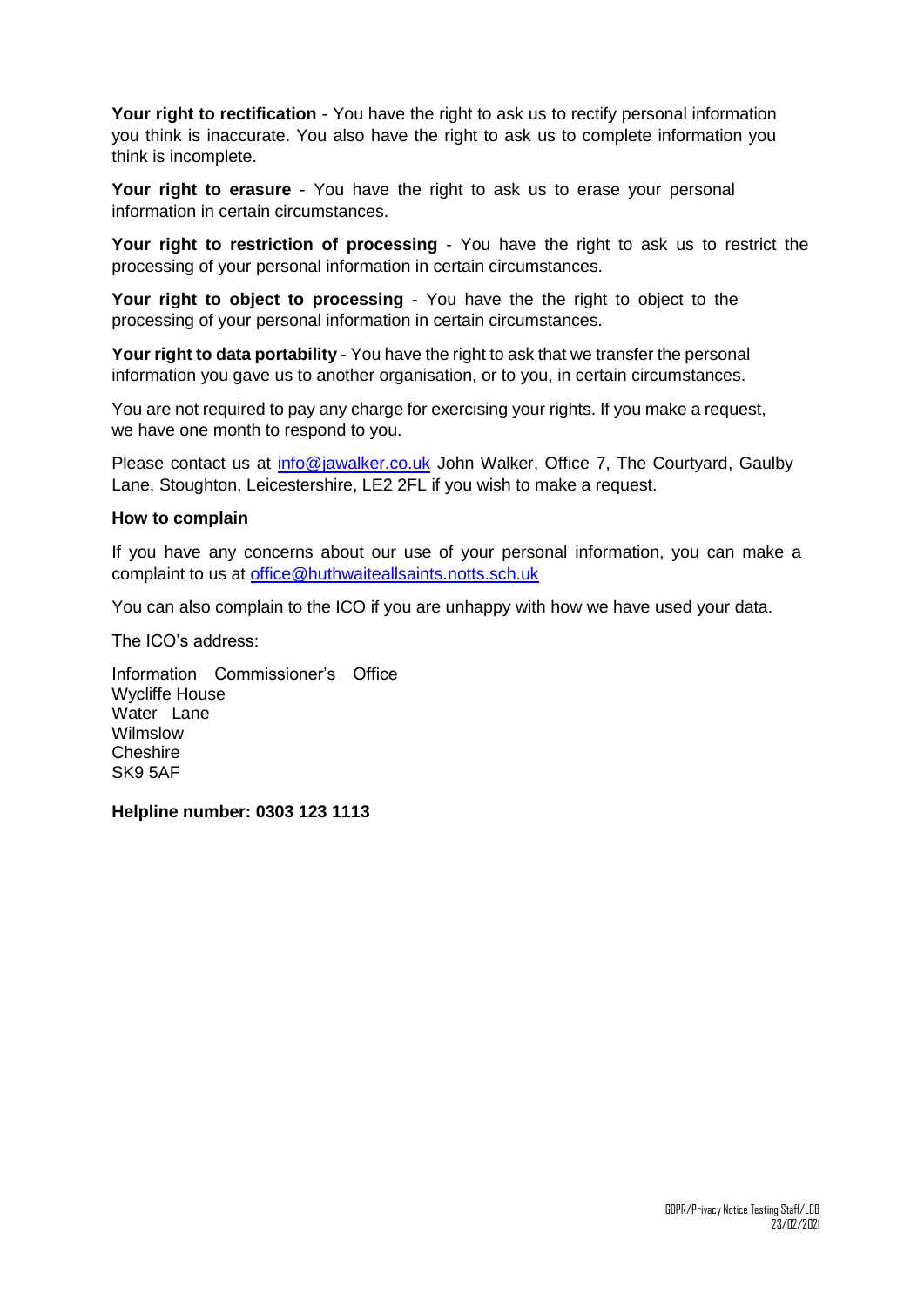**Your right to rectification** - You have the right to ask us to rectify personal information you think is inaccurate. You also have the right to ask us to complete information you think is incomplete.

**Your right to erasure** - You have the right to ask us to erase your personal information in certain circumstances.

**Your right to restriction of processing** - You have the right to ask us to restrict the processing of your personal information in certain circumstances.

**Your right to object to processing** - You have the the right to object to the processing of your personal information in certain circumstances.

**Your right to data portability** - You have the right to ask that we transfer the personal information you gave us to another organisation, or to you, in certain circumstances.

You are not required to pay any charge for exercising your rights. If you make a request, we have one month to respond to you.

Please contact us at info@jawalker.co.uk John Walker, Office 7, The Courtyard, Gaulby Lane, Stoughton, Leicestershire, LE2 2FL if you wish to make a request.

**How to complain**

If you have any concerns about our use of your personal information, you can make a complaint to us at office@huthwaiteallsaints.notts.sch.uk

You can also complain to the ICO if you are unhappy with how we have used your data.

The ICO's address:

Information Commissioner's Office
Wycliffe House
Water Lane
Wilmslow
Cheshire
SK9 5AF

**Helpline number: 0303 123 1113**